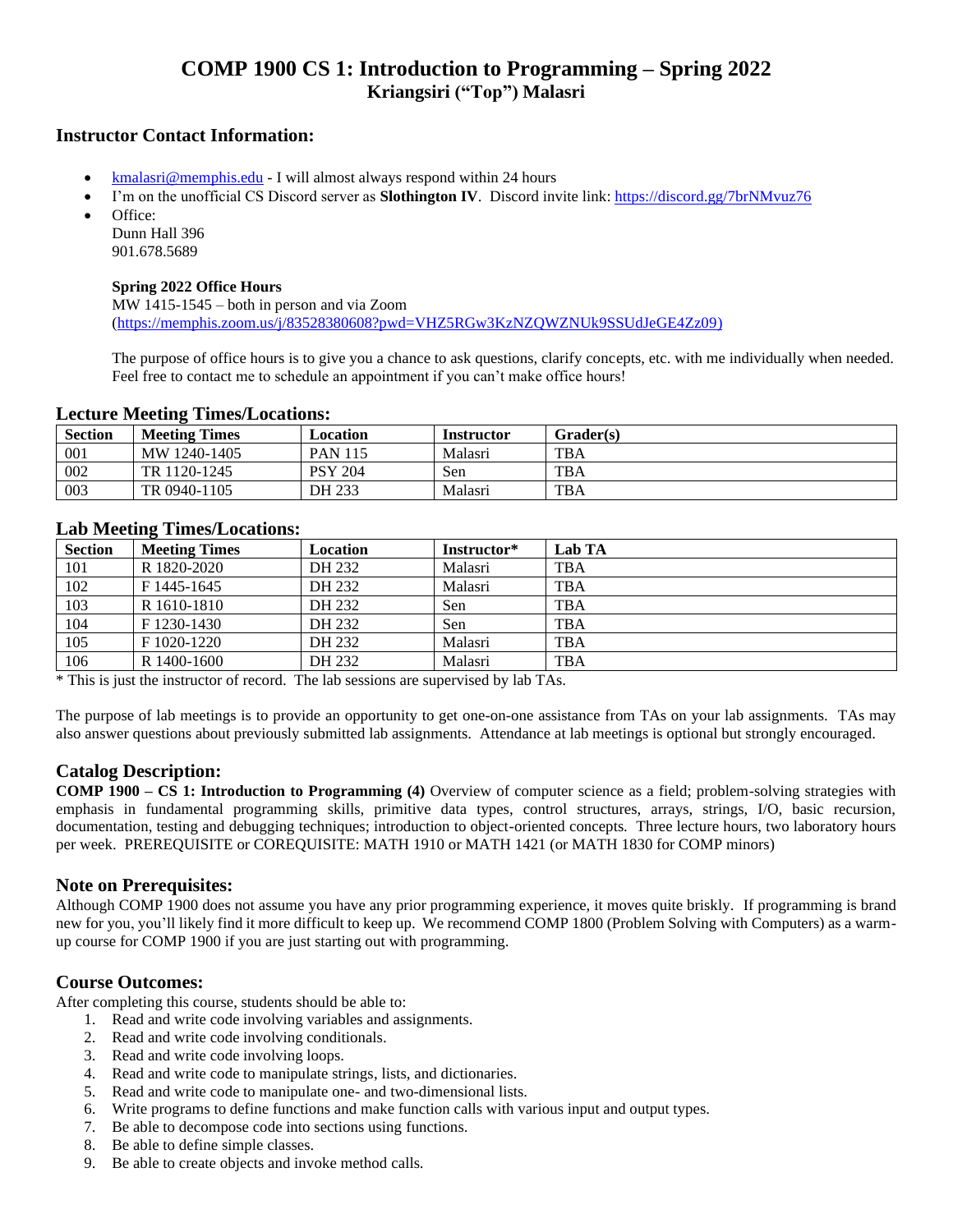# COMP 1900 CS 1: Introduction to Programming – Spring 2022
## Kriangsiri ("Top") Malasri

### Instructor Contact Information:

- kmalasri@memphis.edu - I will almost always respond within 24 hours
- I'm on the unofficial CS Discord server as **Slothington IV**. Discord invite link: https://discord.gg/7brNMvuz76
- Office:
  Dunn Hall 396
  901.678.5689

  **Spring 2022 Office Hours**
  MW 1415-1545 – both in person and via Zoom (https://memphis.zoom.us/j/83528380608?pwd=VHZ5RGw3KzNZQWZNUk9SSUdJeGE4Zz09)

  The purpose of office hours is to give you a chance to ask questions, clarify concepts, etc. with me individually when needed. Feel free to contact me to schedule an appointment if you can't make office hours!

### Lecture Meeting Times/Locations:

| Section | Meeting Times | Location | Instructor | Grader(s) |
|---|---|---|---|---|
| 001 | MW 1240-1405 | PAN 115 | Malasri | TBA |
| 002 | TR 1120-1245 | PSY 204 | Sen | TBA |
| 003 | TR 0940-1105 | DH 233 | Malasri | TBA |

### Lab Meeting Times/Locations:

| Section | Meeting Times | Location | Instructor* | Lab TA |
|---|---|---|---|---|
| 101 | R 1820-2020 | DH 232 | Malasri | TBA |
| 102 | F 1445-1645 | DH 232 | Malasri | TBA |
| 103 | R 1610-1810 | DH 232 | Sen | TBA |
| 104 | F 1230-1430 | DH 232 | Sen | TBA |
| 105 | F 1020-1220 | DH 232 | Malasri | TBA |
| 106 | R 1400-1600 | DH 232 | Malasri | TBA |

\* This is just the instructor of record. The lab sessions are supervised by lab TAs.

The purpose of lab meetings is to provide an opportunity to get one-on-one assistance from TAs on your lab assignments. TAs may also answer questions about previously submitted lab assignments. Attendance at lab meetings is optional but strongly encouraged.

### Catalog Description:

**COMP 1900 – CS 1: Introduction to Programming (4)** Overview of computer science as a field; problem-solving strategies with emphasis in fundamental programming skills, primitive data types, control structures, arrays, strings, I/O, basic recursion, documentation, testing and debugging techniques; introduction to object-oriented concepts. Three lecture hours, two laboratory hours per week. PREREQUISITE or COREQUISITE: MATH 1910 or MATH 1421 (or MATH 1830 for COMP minors)

### Note on Prerequisites:

Although COMP 1900 does not assume you have any prior programming experience, it moves quite briskly. If programming is brand new for you, you'll likely find it more difficult to keep up. We recommend COMP 1800 (Problem Solving with Computers) as a warm-up course for COMP 1900 if you are just starting out with programming.

### Course Outcomes:

After completing this course, students should be able to:

1. Read and write code involving variables and assignments.
2. Read and write code involving conditionals.
3. Read and write code involving loops.
4. Read and write code to manipulate strings, lists, and dictionaries.
5. Read and write code to manipulate one- and two-dimensional lists.
6. Write programs to define functions and make function calls with various input and output types.
7. Be able to decompose code into sections using functions.
8. Be able to define simple classes.
9. Be able to create objects and invoke method calls.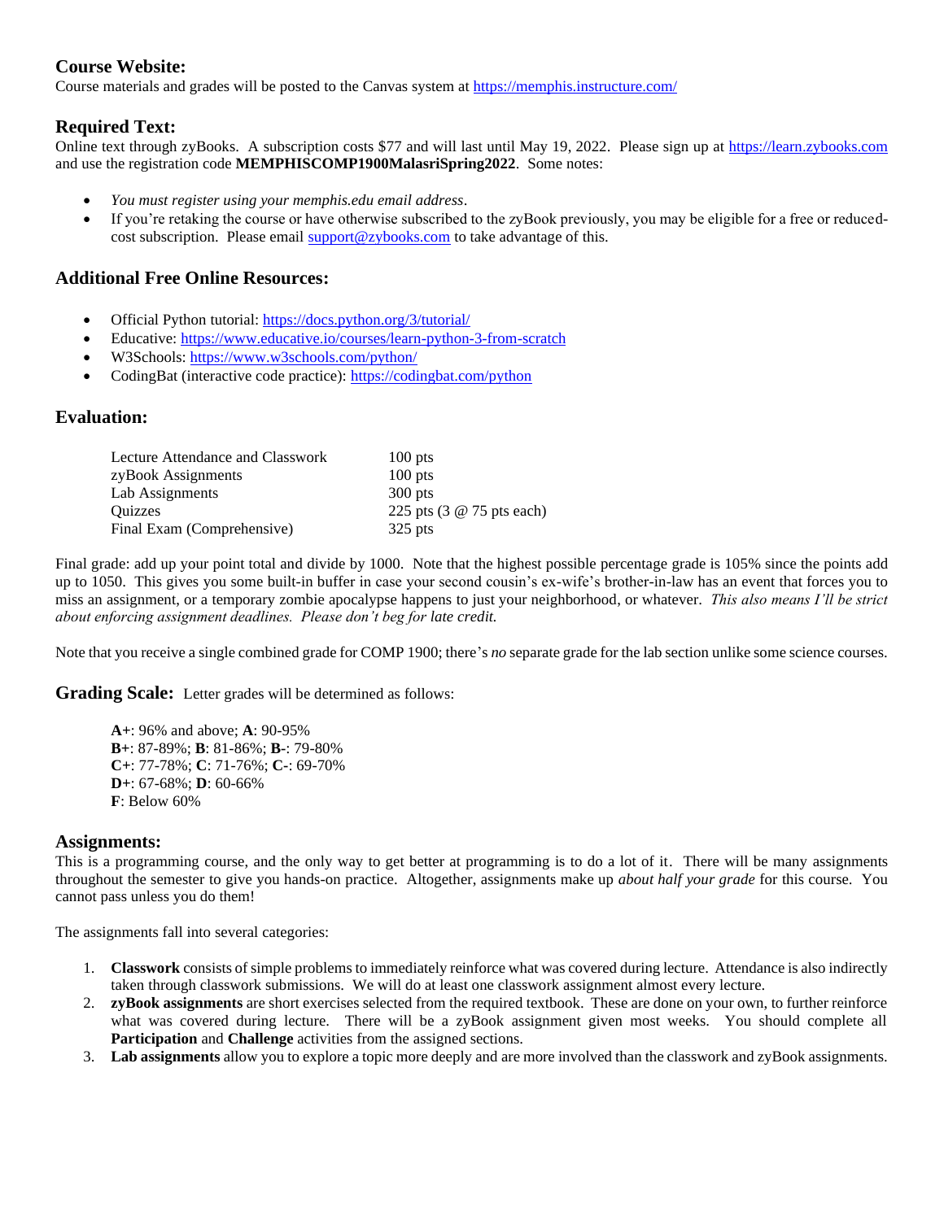## Course Website:

Course materials and grades will be posted to the Canvas system at https://memphis.instructure.com/

## Required Text:

Online text through zyBooks. A subscription costs $77 and will last until May 19, 2022. Please sign up at https://learn.zybooks.com and use the registration code **MEMPHISCOMP1900MalasriSpring2022**. Some notes:

- *You must register using your memphis.edu email address*.
- If you're retaking the course or have otherwise subscribed to the zyBook previously, you may be eligible for a free or reduced-cost subscription. Please email support@zybooks.com to take advantage of this.

## Additional Free Online Resources:

- Official Python tutorial: https://docs.python.org/3/tutorial/
- Educative: https://www.educative.io/courses/learn-python-3-from-scratch
- W3Schools: https://www.w3schools.com/python/
- CodingBat (interactive code practice): https://codingbat.com/python

## Evaluation:

| | |
|---|---|
| Lecture Attendance and Classwork | 100 pts |
| zyBook Assignments | 100 pts |
| Lab Assignments | 300 pts |
| Quizzes | 225 pts (3 @ 75 pts each) |
| Final Exam (Comprehensive) | 325 pts |

Final grade: add up your point total and divide by 1000. Note that the highest possible percentage grade is 105% since the points add up to 1050. This gives you some built-in buffer in case your second cousin's ex-wife's brother-in-law has an event that forces you to miss an assignment, or a temporary zombie apocalypse happens to just your neighborhood, or whatever. *This also means I'll be strict about enforcing assignment deadlines. Please don't beg for late credit.*

Note that you receive a single combined grade for COMP 1900; there's *no* separate grade for the lab section unlike some science courses.

## Grading Scale:

Letter grades will be determined as follows:

**A+**: 96% and above; **A**: 90-95%
**B+**: 87-89%; **B**: 81-86%; **B-**: 79-80%
**C+**: 77-78%; **C**: 71-76%; **C-**: 69-70%
**D+**: 67-68%; **D**: 60-66%
**F**: Below 60%

## Assignments:

This is a programming course, and the only way to get better at programming is to do a lot of it. There will be many assignments throughout the semester to give you hands-on practice. Altogether, assignments make up *about half your grade* for this course. You cannot pass unless you do them!

The assignments fall into several categories:

1. **Classwork** consists of simple problems to immediately reinforce what was covered during lecture. Attendance is also indirectly taken through classwork submissions. We will do at least one classwork assignment almost every lecture.
2. **zyBook assignments** are short exercises selected from the required textbook. These are done on your own, to further reinforce what was covered during lecture. There will be a zyBook assignment given most weeks. You should complete all **Participation** and **Challenge** activities from the assigned sections.
3. **Lab assignments** allow you to explore a topic more deeply and are more involved than the classwork and zyBook assignments.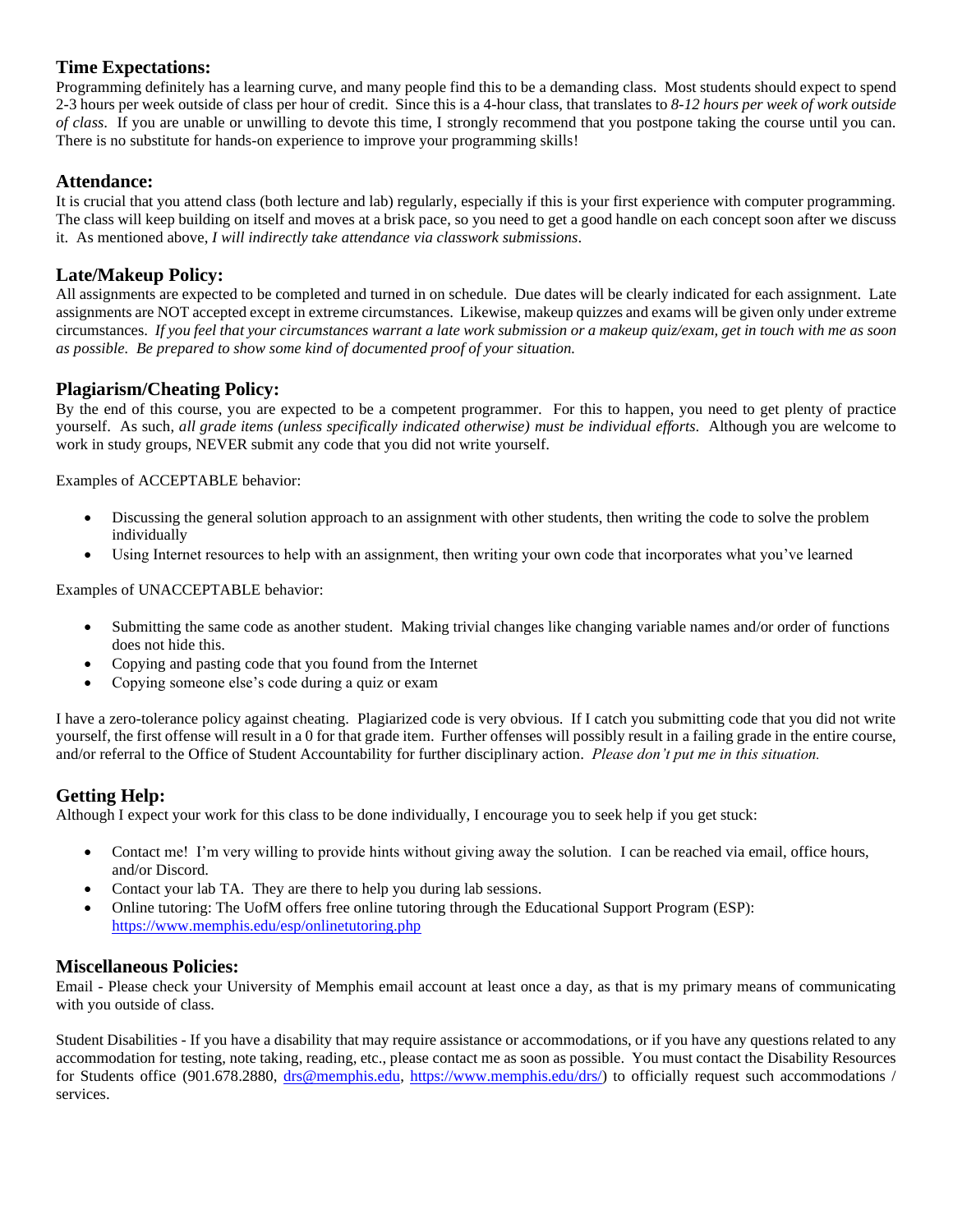## Time Expectations:

Programming definitely has a learning curve, and many people find this to be a demanding class. Most students should expect to spend 2-3 hours per week outside of class per hour of credit. Since this is a 4-hour class, that translates to *8-12 hours per week of work outside of class*. If you are unable or unwilling to devote this time, I strongly recommend that you postpone taking the course until you can. There is no substitute for hands-on experience to improve your programming skills!

## Attendance:

It is crucial that you attend class (both lecture and lab) regularly, especially if this is your first experience with computer programming. The class will keep building on itself and moves at a brisk pace, so you need to get a good handle on each concept soon after we discuss it. As mentioned above, *I will indirectly take attendance via classwork submissions*.

## Late/Makeup Policy:

All assignments are expected to be completed and turned in on schedule. Due dates will be clearly indicated for each assignment. Late assignments are NOT accepted except in extreme circumstances. Likewise, makeup quizzes and exams will be given only under extreme circumstances. *If you feel that your circumstances warrant a late work submission or a makeup quiz/exam, get in touch with me as soon as possible. Be prepared to show some kind of documented proof of your situation.*

## Plagiarism/Cheating Policy:

By the end of this course, you are expected to be a competent programmer. For this to happen, you need to get plenty of practice yourself. As such, *all grade items (unless specifically indicated otherwise) must be individual efforts*. Although you are welcome to work in study groups, NEVER submit any code that you did not write yourself.

Examples of ACCEPTABLE behavior:

- Discussing the general solution approach to an assignment with other students, then writing the code to solve the problem individually
- Using Internet resources to help with an assignment, then writing your own code that incorporates what you've learned

Examples of UNACCEPTABLE behavior:

- Submitting the same code as another student. Making trivial changes like changing variable names and/or order of functions does not hide this.
- Copying and pasting code that you found from the Internet
- Copying someone else's code during a quiz or exam

I have a zero-tolerance policy against cheating. Plagiarized code is very obvious. If I catch you submitting code that you did not write yourself, the first offense will result in a 0 for that grade item. Further offenses will possibly result in a failing grade in the entire course, and/or referral to the Office of Student Accountability for further disciplinary action. *Please don't put me in this situation.*

## Getting Help:

Although I expect your work for this class to be done individually, I encourage you to seek help if you get stuck:

- Contact me! I'm very willing to provide hints without giving away the solution. I can be reached via email, office hours, and/or Discord.
- Contact your lab TA. They are there to help you during lab sessions.
- Online tutoring: The UofM offers free online tutoring through the Educational Support Program (ESP): https://www.memphis.edu/esp/onlinetutoring.php

## Miscellaneous Policies:

Email - Please check your University of Memphis email account at least once a day, as that is my primary means of communicating with you outside of class.

Student Disabilities - If you have a disability that may require assistance or accommodations, or if you have any questions related to any accommodation for testing, note taking, reading, etc., please contact me as soon as possible. You must contact the Disability Resources for Students office (901.678.2880, drs@memphis.edu, https://www.memphis.edu/drs/) to officially request such accommodations / services.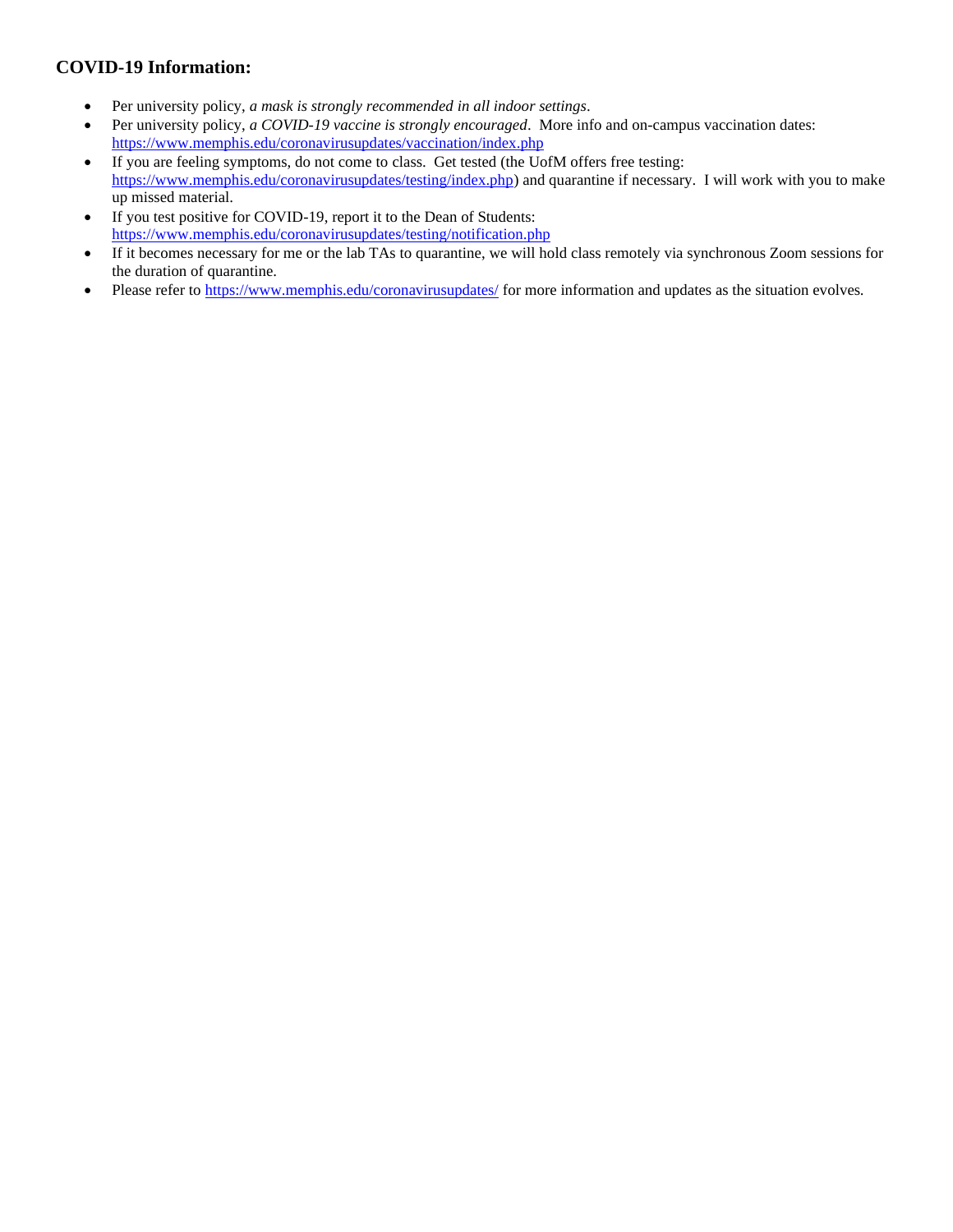## COVID-19 Information:

- Per university policy, *a mask is strongly recommended in all indoor settings*.
- Per university policy, *a COVID-19 vaccine is strongly encouraged*. More info and on-campus vaccination dates: https://www.memphis.edu/coronavirusupdates/vaccination/index.php
- If you are feeling symptoms, do not come to class. Get tested (the UofM offers free testing: https://www.memphis.edu/coronavirusupdates/testing/index.php) and quarantine if necessary. I will work with you to make up missed material.
- If you test positive for COVID-19, report it to the Dean of Students: https://www.memphis.edu/coronavirusupdates/testing/notification.php
- If it becomes necessary for me or the lab TAs to quarantine, we will hold class remotely via synchronous Zoom sessions for the duration of quarantine.
- Please refer to https://www.memphis.edu/coronavirusupdates/ for more information and updates as the situation evolves.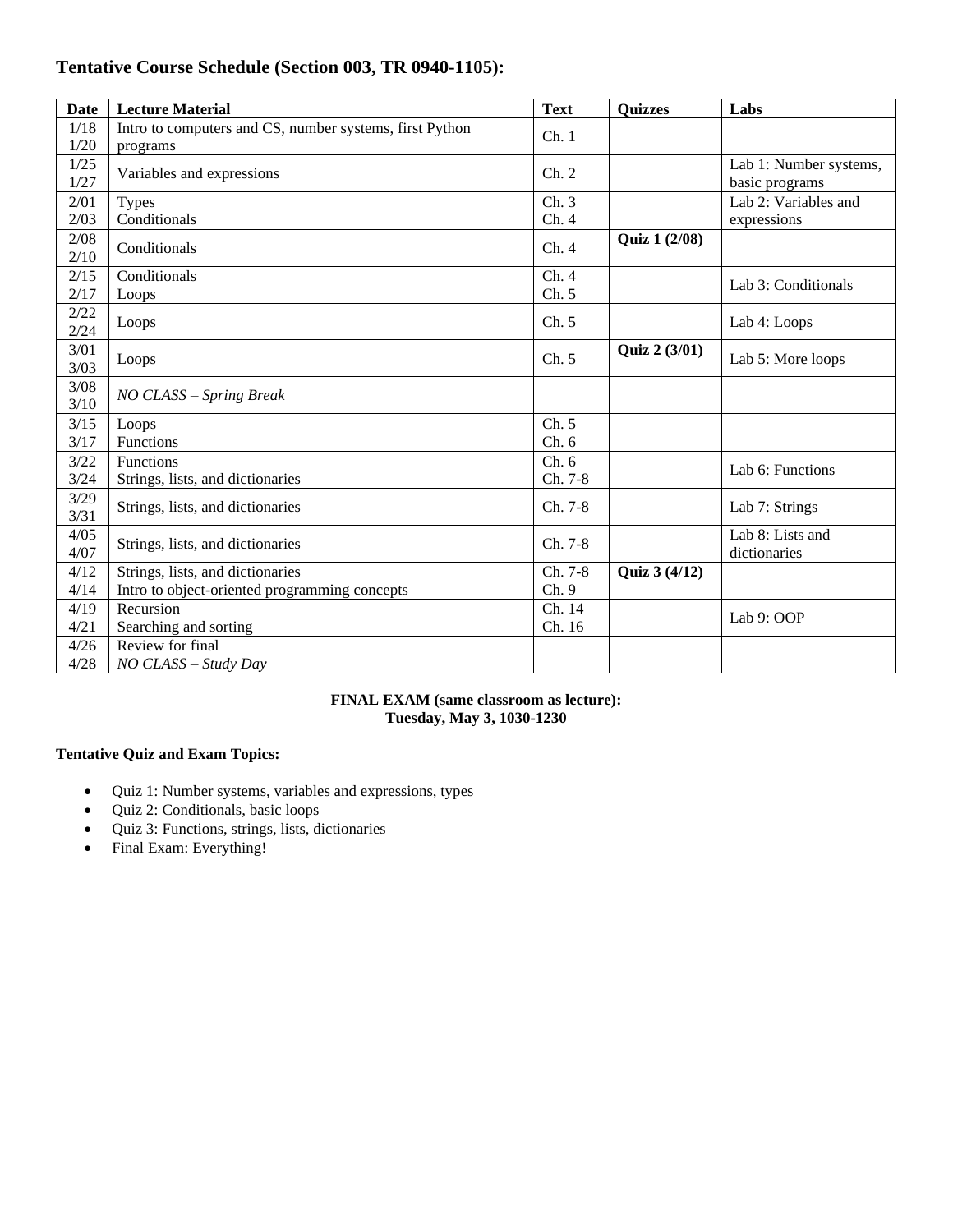## Tentative Course Schedule (Section 003, TR 0940-1105):

| Date | Lecture Material | Text | Quizzes | Labs |
|---|---|---|---|---|
| 1/18<br>1/20 | Intro to computers and CS, number systems, first Python programs | Ch. 1 | | |
| 1/25<br>1/27 | Variables and expressions | Ch. 2 | | Lab 1: Number systems, basic programs |
| 2/01<br>2/03 | Types<br>Conditionals | Ch. 3<br>Ch. 4 | | Lab 2: Variables and expressions |
| 2/08<br>2/10 | Conditionals | Ch. 4 | **Quiz 1 (2/08)** | |
| 2/15<br>2/17 | Conditionals<br>Loops | Ch. 4<br>Ch. 5 | | Lab 3: Conditionals |
| 2/22<br>2/24 | Loops | Ch. 5 | | Lab 4: Loops |
| 3/01<br>3/03 | Loops | Ch. 5 | **Quiz 2 (3/01)** | Lab 5: More loops |
| 3/08<br>3/10 | *NO CLASS – Spring Break* | | | |
| 3/15<br>3/17 | Loops<br>Functions | Ch. 5<br>Ch. 6 | | |
| 3/22<br>3/24 | Functions<br>Strings, lists, and dictionaries | Ch. 6<br>Ch. 7-8 | | Lab 6: Functions |
| 3/29<br>3/31 | Strings, lists, and dictionaries | Ch. 7-8 | | Lab 7: Strings |
| 4/05<br>4/07 | Strings, lists, and dictionaries | Ch. 7-8 | | Lab 8: Lists and dictionaries |
| 4/12<br>4/14 | Strings, lists, and dictionaries<br>Intro to object-oriented programming concepts | Ch. 7-8<br>Ch. 9 | **Quiz 3 (4/12)** | |
| 4/19<br>4/21 | Recursion<br>Searching and sorting | Ch. 14<br>Ch. 16 | | Lab 9: OOP |
| 4/26<br>4/28 | Review for final<br>*NO CLASS – Study Day* | | | |

**FINAL EXAM (same classroom as lecture):**
**Tuesday, May 3, 1030-1230**

**Tentative Quiz and Exam Topics:**

- Quiz 1: Number systems, variables and expressions, types
- Quiz 2: Conditionals, basic loops
- Quiz 3: Functions, strings, lists, dictionaries
- Final Exam: Everything!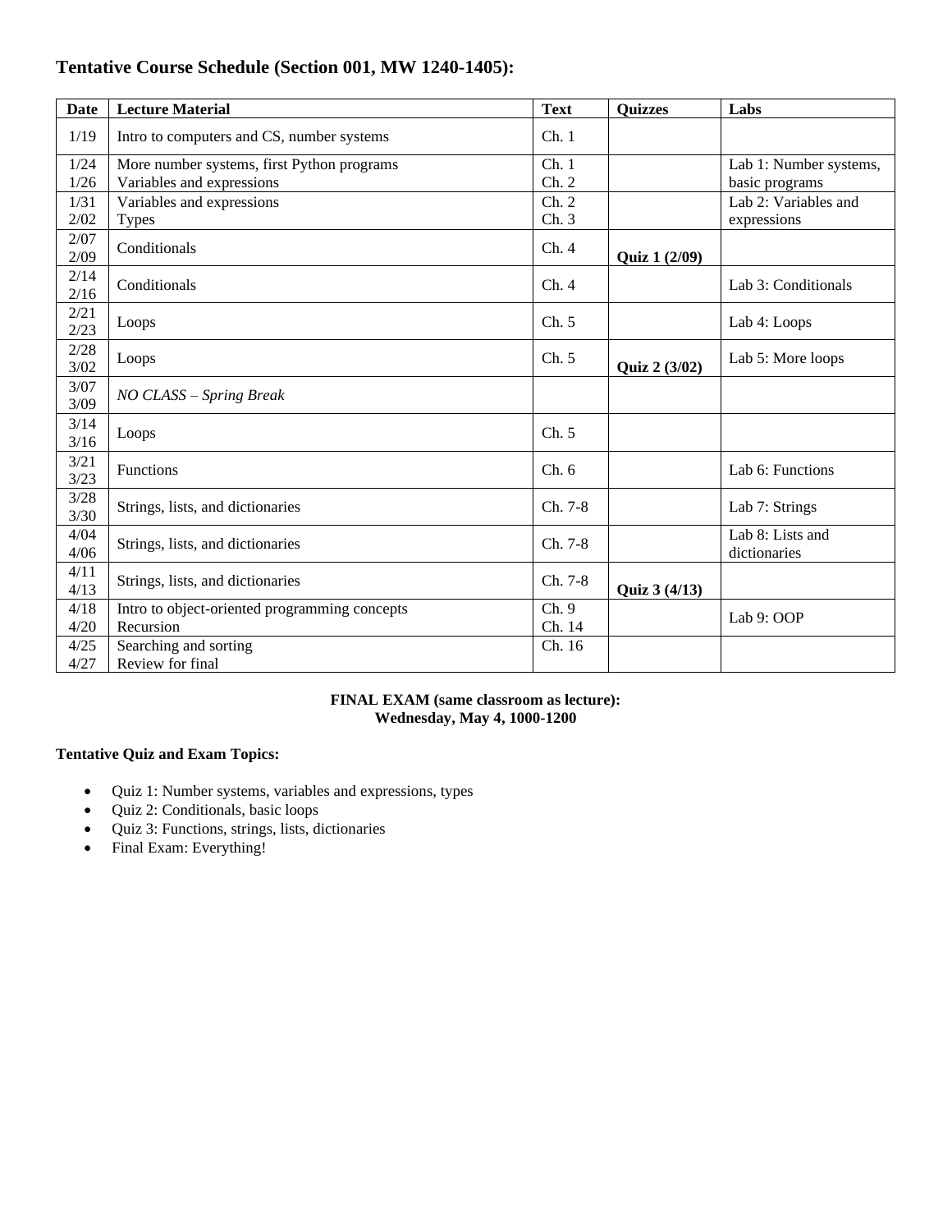## Tentative Course Schedule (Section 001, MW 1240-1405):

| Date | Lecture Material | Text | Quizzes | Labs |
|---|---|---|---|---|
| 1/19 | Intro to computers and CS, number systems | Ch. 1 | | |
| 1/24<br>1/26 | More number systems, first Python programs<br>Variables and expressions | Ch. 1<br>Ch. 2 | | Lab 1: Number systems, basic programs |
| 1/31<br>2/02 | Variables and expressions<br>Types | Ch. 2<br>Ch. 3 | | Lab 2: Variables and expressions |
| 2/07<br>2/09 | Conditionals | Ch. 4 | **Quiz 1 (2/09)** | |
| 2/14<br>2/16 | Conditionals | Ch. 4 | | Lab 3: Conditionals |
| 2/21<br>2/23 | Loops | Ch. 5 | | Lab 4: Loops |
| 2/28<br>3/02 | Loops | Ch. 5 | **Quiz 2 (3/02)** | Lab 5: More loops |
| 3/07<br>3/09 | *NO CLASS – Spring Break* | | | |
| 3/14<br>3/16 | Loops | Ch. 5 | | |
| 3/21<br>3/23 | Functions | Ch. 6 | | Lab 6: Functions |
| 3/28<br>3/30 | Strings, lists, and dictionaries | Ch. 7-8 | | Lab 7: Strings |
| 4/04<br>4/06 | Strings, lists, and dictionaries | Ch. 7-8 | | Lab 8: Lists and dictionaries |
| 4/11<br>4/13 | Strings, lists, and dictionaries | Ch. 7-8 | **Quiz 3 (4/13)** | |
| 4/18<br>4/20 | Intro to object-oriented programming concepts<br>Recursion | Ch. 9<br>Ch. 14 | | Lab 9: OOP |
| 4/25<br>4/27 | Searching and sorting<br>Review for final | Ch. 16 | | |

**FINAL EXAM (same classroom as lecture):**
**Wednesday, May 4, 1000-1200**

**Tentative Quiz and Exam Topics:**

- Quiz 1: Number systems, variables and expressions, types
- Quiz 2: Conditionals, basic loops
- Quiz 3: Functions, strings, lists, dictionaries
- Final Exam: Everything!